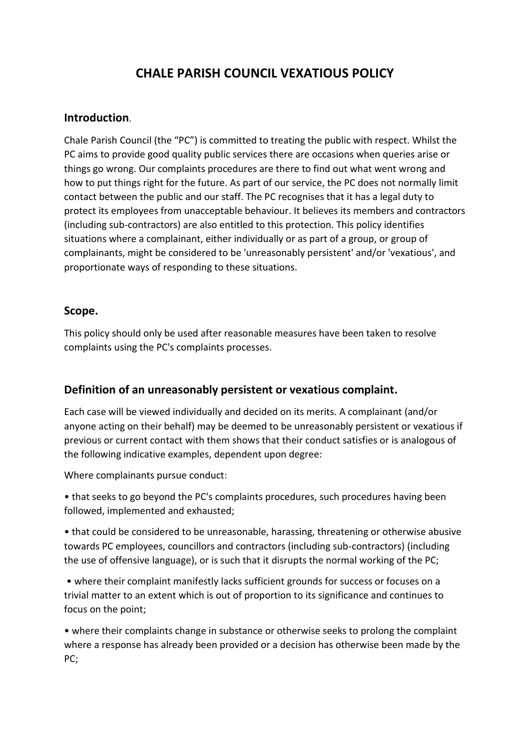# CHALE PARISH COUNCIL VEXATIOUS POLICY

## Introduction.

Chale Parish Council (the "PC") is committed to treating the public with respect. Whilst the PC aims to provide good quality public services there are occasions when queries arise or things go wrong. Our complaints procedures are there to find out what went wrong and how to put things right for the future. As part of our service, the PC does not normally limit contact between the public and our staff. The PC recognises that it has a legal duty to protect its employees from unacceptable behaviour. It believes its members and contractors (including sub-contractors) are also entitled to this protection. This policy identifies situations where a complainant, either individually or as part of a group, or group of complainants, might be considered to be 'unreasonably persistent' and/or 'vexatious', and proportionate ways of responding to these situations.

## Scope.

This policy should only be used after reasonable measures have been taken to resolve complaints using the PC's complaints processes.

## Definition of an unreasonably persistent or vexatious complaint.

Each case will be viewed individually and decided on its merits. A complainant (and/or anyone acting on their behalf) may be deemed to be unreasonably persistent or vexatious if previous or current contact with them shows that their conduct satisfies or is analogous of the following indicative examples, dependent upon degree:

Where complainants pursue conduct:

- that seeks to go beyond the PC's complaints procedures, such procedures having been followed, implemented and exhausted;
- that could be considered to be unreasonable, harassing, threatening or otherwise abusive towards PC employees, councillors and contractors (including sub-contractors) (including the use of offensive language), or is such that it disrupts the normal working of the PC;
- where their complaint manifestly lacks sufficient grounds for success or focuses on a trivial matter to an extent which is out of proportion to its significance and continues to focus on the point;
- where their complaints change in substance or otherwise seeks to prolong the complaint where a response has already been provided or a decision has otherwise been made by the PC;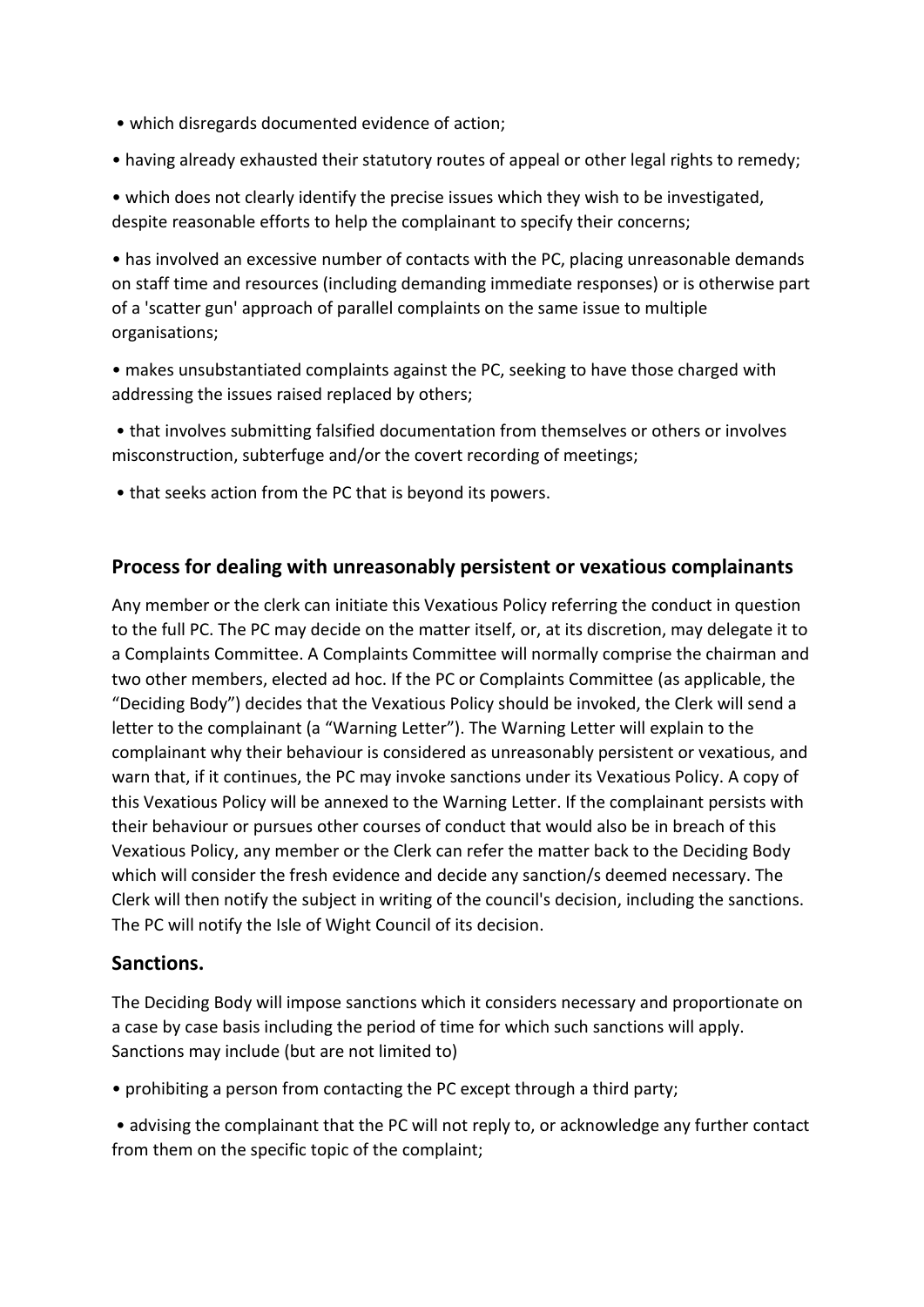- which disregards documented evidence of action;
- having already exhausted their statutory routes of appeal or other legal rights to remedy;
- which does not clearly identify the precise issues which they wish to be investigated, despite reasonable efforts to help the complainant to specify their concerns;
- has involved an excessive number of contacts with the PC, placing unreasonable demands on staff time and resources (including demanding immediate responses) or is otherwise part of a 'scatter gun' approach of parallel complaints on the same issue to multiple organisations;
- makes unsubstantiated complaints against the PC, seeking to have those charged with addressing the issues raised replaced by others;
- that involves submitting falsified documentation from themselves or others or involves misconstruction, subterfuge and/or the covert recording of meetings;
- that seeks action from the PC that is beyond its powers.

## Process for dealing with unreasonably persistent or vexatious complainants

Any member or the clerk can initiate this Vexatious Policy referring the conduct in question to the full PC. The PC may decide on the matter itself, or, at its discretion, may delegate it to a Complaints Committee. A Complaints Committee will normally comprise the chairman and two other members, elected ad hoc. If the PC or Complaints Committee (as applicable, the "Deciding Body") decides that the Vexatious Policy should be invoked, the Clerk will send a letter to the complainant (a "Warning Letter"). The Warning Letter will explain to the complainant why their behaviour is considered as unreasonably persistent or vexatious, and warn that, if it continues, the PC may invoke sanctions under its Vexatious Policy. A copy of this Vexatious Policy will be annexed to the Warning Letter. If the complainant persists with their behaviour or pursues other courses of conduct that would also be in breach of this Vexatious Policy, any member or the Clerk can refer the matter back to the Deciding Body which will consider the fresh evidence and decide any sanction/s deemed necessary. The Clerk will then notify the subject in writing of the council's decision, including the sanctions. The PC will notify the Isle of Wight Council of its decision.

## Sanctions.

The Deciding Body will impose sanctions which it considers necessary and proportionate on a case by case basis including the period of time for which such sanctions will apply. Sanctions may include (but are not limited to)

- prohibiting a person from contacting the PC except through a third party;
- advising the complainant that the PC will not reply to, or acknowledge any further contact from them on the specific topic of the complaint;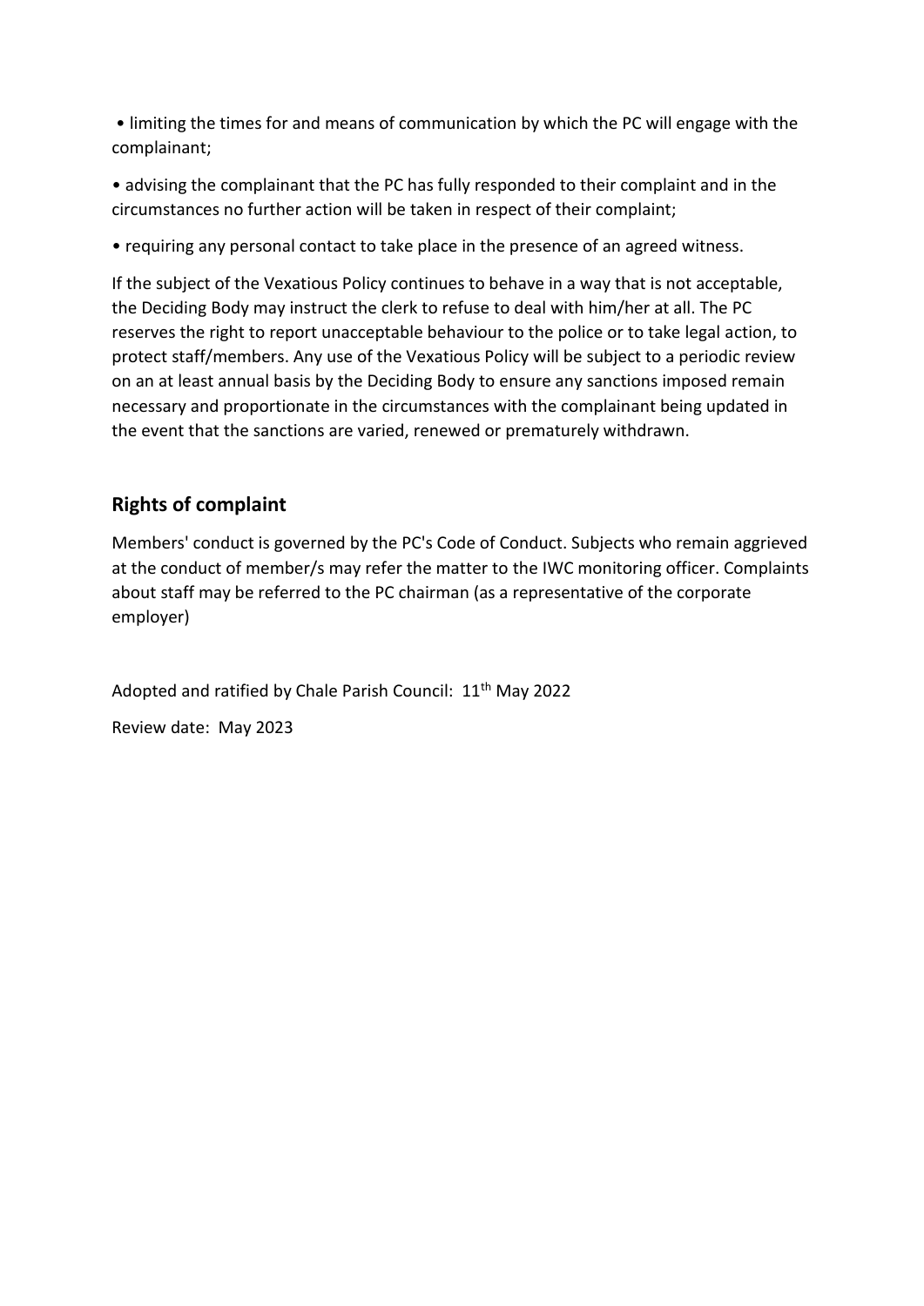- limiting the times for and means of communication by which the PC will engage with the complainant;
- advising the complainant that the PC has fully responded to their complaint and in the circumstances no further action will be taken in respect of their complaint;
- requiring any personal contact to take place in the presence of an agreed witness.

If the subject of the Vexatious Policy continues to behave in a way that is not acceptable, the Deciding Body may instruct the clerk to refuse to deal with him/her at all. The PC reserves the right to report unacceptable behaviour to the police or to take legal action, to protect staff/members. Any use of the Vexatious Policy will be subject to a periodic review on an at least annual basis by the Deciding Body to ensure any sanctions imposed remain necessary and proportionate in the circumstances with the complainant being updated in the event that the sanctions are varied, renewed or prematurely withdrawn.

## Rights of complaint

Members' conduct is governed by the PC's Code of Conduct. Subjects who remain aggrieved at the conduct of member/s may refer the matter to the IWC monitoring officer. Complaints about staff may be referred to the PC chairman (as a representative of the corporate employer)

Adopted and ratified by Chale Parish Council: 11th May 2022

Review date: May 2023